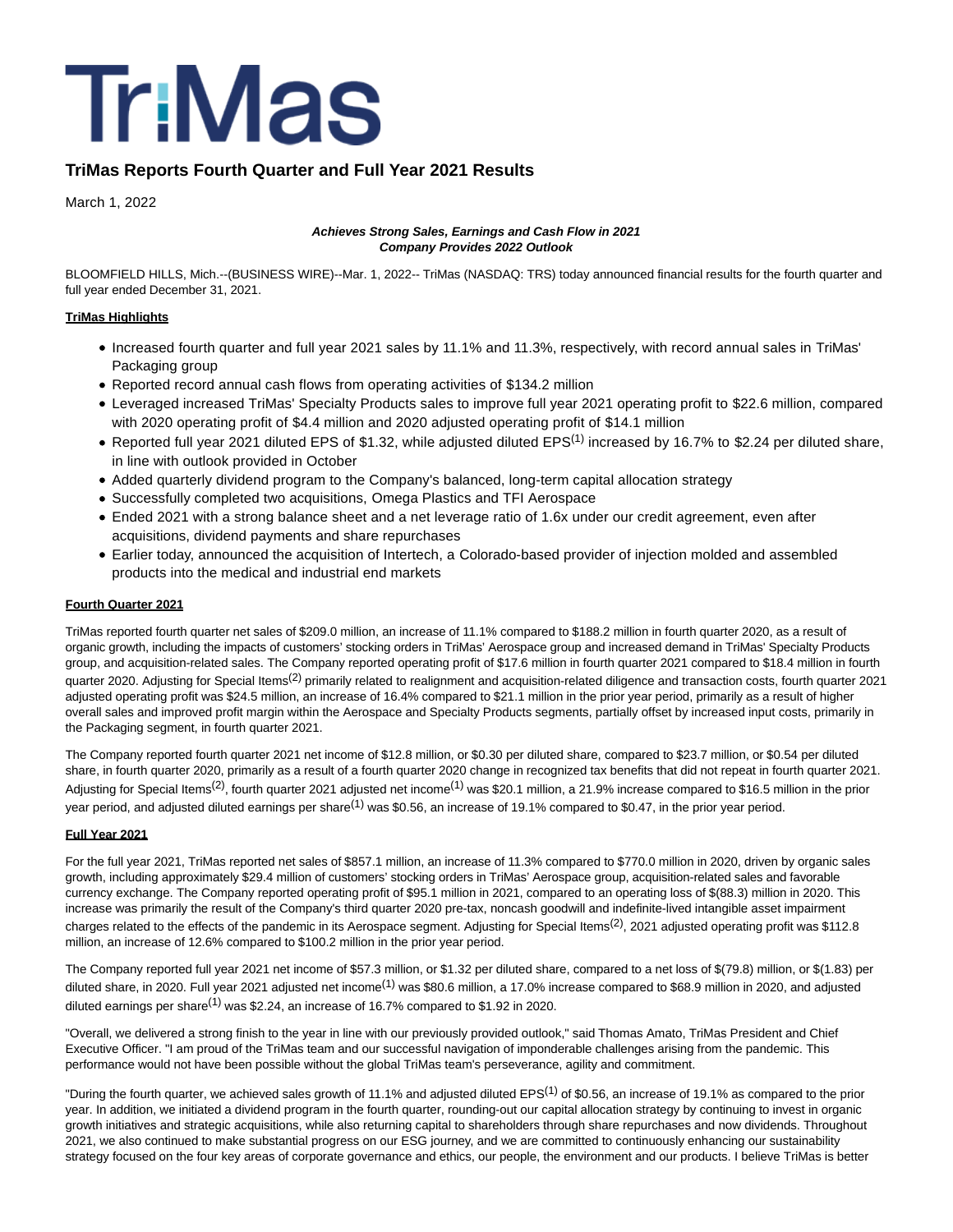# TriMas

## TriMas Reports Fourth Quarter and Full Year 2021 Results

March 1, 2022

***Achieves Strong Sales, Earnings and Cash Flow in 2021***
***Company Provides 2022 Outlook***

BLOOMFIELD HILLS, Mich.--(BUSINESS WIRE)--Mar. 1, 2022-- TriMas (NASDAQ: TRS) today announced financial results for the fourth quarter and full year ended December 31, 2021.

**TriMas Highlights**

- Increased fourth quarter and full year 2021 sales by 11.1% and 11.3%, respectively, with record annual sales in TriMas' Packaging group
- Reported record annual cash flows from operating activities of $134.2 million
- Leveraged increased TriMas' Specialty Products sales to improve full year 2021 operating profit to $22.6 million, compared with 2020 operating profit of $4.4 million and 2020 adjusted operating profit of $14.1 million
- Reported full year 2021 diluted EPS of $1.32, while adjusted diluted EPS(1) increased by 16.7% to $2.24 per diluted share, in line with outlook provided in October
- Added quarterly dividend program to the Company's balanced, long-term capital allocation strategy
- Successfully completed two acquisitions, Omega Plastics and TFI Aerospace
- Ended 2021 with a strong balance sheet and a net leverage ratio of 1.6x under our credit agreement, even after acquisitions, dividend payments and share repurchases
- Earlier today, announced the acquisition of Intertech, a Colorado-based provider of injection molded and assembled products into the medical and industrial end markets

**Fourth Quarter 2021**

TriMas reported fourth quarter net sales of $209.0 million, an increase of 11.1% compared to $188.2 million in fourth quarter 2020, as a result of organic growth, including the impacts of customers' stocking orders in TriMas' Aerospace group and increased demand in TriMas' Specialty Products group, and acquisition-related sales. The Company reported operating profit of $17.6 million in fourth quarter 2021 compared to $18.4 million in fourth quarter 2020. Adjusting for Special Items(2) primarily related to realignment and acquisition-related diligence and transaction costs, fourth quarter 2021 adjusted operating profit was $24.5 million, an increase of 16.4% compared to $21.1 million in the prior year period, primarily as a result of higher overall sales and improved profit margin within the Aerospace and Specialty Products segments, partially offset by increased input costs, primarily in the Packaging segment, in fourth quarter 2021.

The Company reported fourth quarter 2021 net income of $12.8 million, or $0.30 per diluted share, compared to $23.7 million, or $0.54 per diluted share, in fourth quarter 2020, primarily as a result of a fourth quarter 2020 change in recognized tax benefits that did not repeat in fourth quarter 2021. Adjusting for Special Items(2), fourth quarter 2021 adjusted net income(1) was $20.1 million, a 21.9% increase compared to $16.5 million in the prior year period, and adjusted diluted earnings per share(1) was $0.56, an increase of 19.1% compared to $0.47, in the prior year period.

**Full Year 2021**

For the full year 2021, TriMas reported net sales of $857.1 million, an increase of 11.3% compared to $770.0 million in 2020, driven by organic sales growth, including approximately $29.4 million of customers' stocking orders in TriMas' Aerospace group, acquisition-related sales and favorable currency exchange. The Company reported operating profit of $95.1 million in 2021, compared to an operating loss of $(88.3) million in 2020. This increase was primarily the result of the Company's third quarter 2020 pre-tax, noncash goodwill and indefinite-lived intangible asset impairment charges related to the effects of the pandemic in its Aerospace segment. Adjusting for Special Items(2), 2021 adjusted operating profit was $112.8 million, an increase of 12.6% compared to $100.2 million in the prior year period.

The Company reported full year 2021 net income of $57.3 million, or $1.32 per diluted share, compared to a net loss of $(79.8) million, or $(1.83) per diluted share, in 2020. Full year 2021 adjusted net income(1) was $80.6 million, a 17.0% increase compared to $68.9 million in 2020, and adjusted diluted earnings per share(1) was $2.24, an increase of 16.7% compared to $1.92 in 2020.

"Overall, we delivered a strong finish to the year in line with our previously provided outlook," said Thomas Amato, TriMas President and Chief Executive Officer. "I am proud of the TriMas team and our successful navigation of imponderable challenges arising from the pandemic. This performance would not have been possible without the global TriMas team's perseverance, agility and commitment.

"During the fourth quarter, we achieved sales growth of 11.1% and adjusted diluted EPS(1) of $0.56, an increase of 19.1% as compared to the prior year. In addition, we initiated a dividend program in the fourth quarter, rounding-out our capital allocation strategy by continuing to invest in organic growth initiatives and strategic acquisitions, while also returning capital to shareholders through share repurchases and now dividends. Throughout 2021, we also continued to make substantial progress on our ESG journey, and we are committed to continuously enhancing our sustainability strategy focused on the four key areas of corporate governance and ethics, our people, the environment and our products. I believe TriMas is better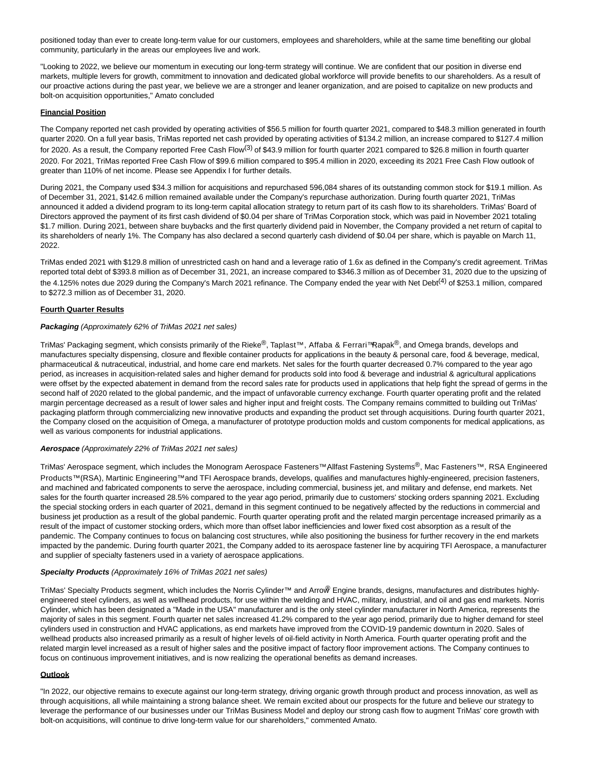positioned today than ever to create long-term value for our customers, employees and shareholders, while at the same time benefiting our global community, particularly in the areas our employees live and work.

"Looking to 2022, we believe our momentum in executing our long-term strategy will continue. We are confident that our position in diverse end markets, multiple levers for growth, commitment to innovation and dedicated global workforce will provide benefits to our shareholders. As a result of our proactive actions during the past year, we believe we are a stronger and leaner organization, and are poised to capitalize on new products and bolt-on acquisition opportunities," Amato concluded

**Financial Position**

The Company reported net cash provided by operating activities of $56.5 million for fourth quarter 2021, compared to $48.3 million generated in fourth quarter 2020. On a full year basis, TriMas reported net cash provided by operating activities of $134.2 million, an increase compared to $127.4 million for 2020. As a result, the Company reported Free Cash Flow(3) of $43.9 million for fourth quarter 2021 compared to $26.8 million in fourth quarter 2020. For 2021, TriMas reported Free Cash Flow of $99.6 million compared to $95.4 million in 2020, exceeding its 2021 Free Cash Flow outlook of greater than 110% of net income. Please see Appendix I for further details.

During 2021, the Company used $34.3 million for acquisitions and repurchased 596,084 shares of its outstanding common stock for $19.1 million. As of December 31, 2021, $142.6 million remained available under the Company's repurchase authorization. During fourth quarter 2021, TriMas announced it added a dividend program to its long-term capital allocation strategy to return part of its cash flow to its shareholders. TriMas' Board of Directors approved the payment of its first cash dividend of $0.04 per share of TriMas Corporation stock, which was paid in November 2021 totaling $1.7 million. During 2021, between share buybacks and the first quarterly dividend paid in November, the Company provided a net return of capital to its shareholders of nearly 1%. The Company has also declared a second quarterly cash dividend of $0.04 per share, which is payable on March 11, 2022.

TriMas ended 2021 with $129.8 million of unrestricted cash on hand and a leverage ratio of 1.6x as defined in the Company's credit agreement. TriMas reported total debt of $393.8 million as of December 31, 2021, an increase compared to $346.3 million as of December 31, 2020 due to the upsizing of the 4.125% notes due 2029 during the Company's March 2021 refinance. The Company ended the year with Net Debt(4) of $253.1 million, compared to $272.3 million as of December 31, 2020.

**Fourth Quarter Results**

***Packaging*** *(Approximately 62% of TriMas 2021 net sales)*

TriMas' Packaging segment, which consists primarily of the Rieke®, Taplast™, Affaba & Ferrari™, Rapak®, and Omega brands, develops and manufactures specialty dispensing, closure and flexible container products for applications in the beauty & personal care, food & beverage, medical, pharmaceutical & nutraceutical, industrial, and home care end markets. Net sales for the fourth quarter decreased 0.7% compared to the year ago period, as increases in acquisition-related sales and higher demand for products sold into food & beverage and industrial & agricultural applications were offset by the expected abatement in demand from the record sales rate for products used in applications that help fight the spread of germs in the second half of 2020 related to the global pandemic, and the impact of unfavorable currency exchange. Fourth quarter operating profit and the related margin percentage decreased as a result of lower sales and higher input and freight costs. The Company remains committed to building out TriMas' packaging platform through commercializing new innovative products and expanding the product set through acquisitions. During fourth quarter 2021, the Company closed on the acquisition of Omega, a manufacturer of prototype production molds and custom components for medical applications, as well as various components for industrial applications.

***Aerospace*** *(Approximately 22% of TriMas 2021 net sales)*

TriMas' Aerospace segment, which includes the Monogram Aerospace Fasteners™, Allfast Fastening Systems®, Mac Fasteners™, RSA Engineered Products™ (RSA), Martinic Engineering™ and TFI Aerospace brands, develops, qualifies and manufactures highly-engineered, precision fasteners, and machined and fabricated components to serve the aerospace, including commercial, business jet, and military and defense, end markets. Net sales for the fourth quarter increased 28.5% compared to the year ago period, primarily due to customers' stocking orders spanning 2021. Excluding the special stocking orders in each quarter of 2021, demand in this segment continued to be negatively affected by the reductions in commercial and business jet production as a result of the global pandemic. Fourth quarter operating profit and the related margin percentage increased primarily as a result of the impact of customer stocking orders, which more than offset labor inefficiencies and lower fixed cost absorption as a result of the pandemic. The Company continues to focus on balancing cost structures, while also positioning the business for further recovery in the end markets impacted by the pandemic. During fourth quarter 2021, the Company added to its aerospace fastener line by acquiring TFI Aerospace, a manufacturer and supplier of specialty fasteners used in a variety of aerospace applications.

***Specialty Products*** *(Approximately 16% of TriMas 2021 net sales)*

TriMas' Specialty Products segment, which includes the Norris Cylinder™ and Arrow® Engine brands, designs, manufactures and distributes highly-engineered steel cylinders, as well as wellhead products, for use within the welding and HVAC, military, industrial, and oil and gas end markets. Norris Cylinder, which has been designated a "Made in the USA" manufacturer and is the only steel cylinder manufacturer in North America, represents the majority of sales in this segment. Fourth quarter net sales increased 41.2% compared to the year ago period, primarily due to higher demand for steel cylinders used in construction and HVAC applications, as end markets have improved from the COVID-19 pandemic downturn in 2020. Sales of wellhead products also increased primarily as a result of higher levels of oil-field activity in North America. Fourth quarter operating profit and the related margin level increased as a result of higher sales and the positive impact of factory floor improvement actions. The Company continues to focus on continuous improvement initiatives, and is now realizing the operational benefits as demand increases.

**Outlook**

"In 2022, our objective remains to execute against our long-term strategy, driving organic growth through product and process innovation, as well as through acquisitions, all while maintaining a strong balance sheet. We remain excited about our prospects for the future and believe our strategy to leverage the performance of our businesses under our TriMas Business Model and deploy our strong cash flow to augment TriMas' core growth with bolt-on acquisitions, will continue to drive long-term value for our shareholders," commented Amato.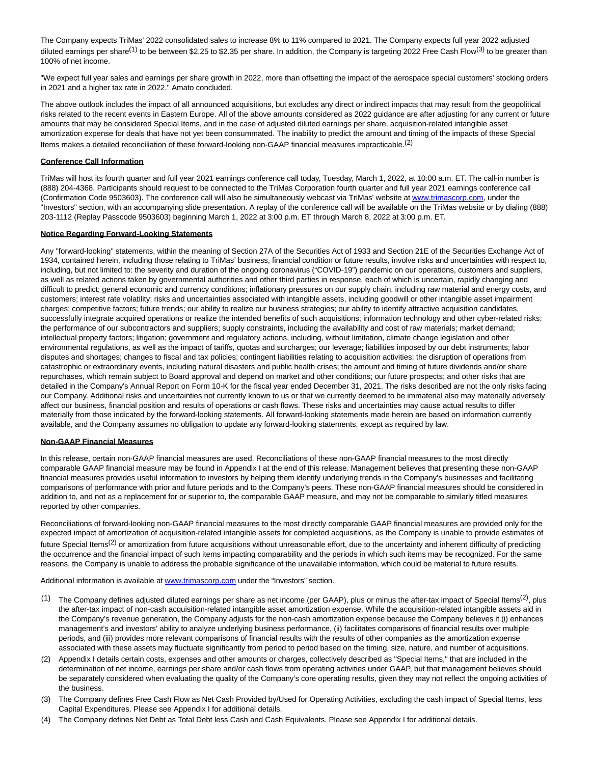The Company expects TriMas' 2022 consolidated sales to increase 8% to 11% compared to 2021. The Company expects full year 2022 adjusted diluted earnings per share[1] to be between $2.25 to $2.35 per share. In addition, the Company is targeting 2022 Free Cash Flow[3] to be greater than 100% of net income.

"We expect full year sales and earnings per share growth in 2022, more than offsetting the impact of the aerospace special customers' stocking orders in 2021 and a higher tax rate in 2022." Amato concluded.

The above outlook includes the impact of all announced acquisitions, but excludes any direct or indirect impacts that may result from the geopolitical risks related to the recent events in Eastern Europe. All of the above amounts considered as 2022 guidance are after adjusting for any current or future amounts that may be considered Special Items, and in the case of adjusted diluted earnings per share, acquisition-related intangible asset amortization expense for deals that have not yet been consummated. The inability to predict the amount and timing of the impacts of these Special Items makes a detailed reconciliation of these forward-looking non-GAAP financial measures impracticable.[2]

**Conference Call Information**

TriMas will host its fourth quarter and full year 2021 earnings conference call today, Tuesday, March 1, 2022, at 10:00 a.m. ET. The call-in number is (888) 204-4368. Participants should request to be connected to the TriMas Corporation fourth quarter and full year 2021 earnings conference call (Confirmation Code 9503603). The conference call will also be simultaneously webcast via TriMas' website at www.trimascorp.com, under the "Investors" section, with an accompanying slide presentation. A replay of the conference call will be available on the TriMas website or by dialing (888) 203-1112 (Replay Passcode 9503603) beginning March 1, 2022 at 3:00 p.m. ET through March 8, 2022 at 3:00 p.m. ET.

**Notice Regarding Forward-Looking Statements**

Any "forward-looking" statements, within the meaning of Section 27A of the Securities Act of 1933 and Section 21E of the Securities Exchange Act of 1934, contained herein, including those relating to TriMas' business, financial condition or future results, involve risks and uncertainties with respect to, including, but not limited to: the severity and duration of the ongoing coronavirus ("COVID-19") pandemic on our operations, customers and suppliers, as well as related actions taken by governmental authorities and other third parties in response, each of which is uncertain, rapidly changing and difficult to predict; general economic and currency conditions; inflationary pressures on our supply chain, including raw material and energy costs, and customers; interest rate volatility; risks and uncertainties associated with intangible assets, including goodwill or other intangible asset impairment charges; competitive factors; future trends; our ability to realize our business strategies; our ability to identify attractive acquisition candidates, successfully integrate acquired operations or realize the intended benefits of such acquisitions; information technology and other cyber-related risks; the performance of our subcontractors and suppliers; supply constraints, including the availability and cost of raw materials; market demand; intellectual property factors; litigation; government and regulatory actions, including, without limitation, climate change legislation and other environmental regulations, as well as the impact of tariffs, quotas and surcharges; our leverage; liabilities imposed by our debt instruments; labor disputes and shortages; changes to fiscal and tax policies; contingent liabilities relating to acquisition activities; the disruption of operations from catastrophic or extraordinary events, including natural disasters and public health crises; the amount and timing of future dividends and/or share repurchases, which remain subject to Board approval and depend on market and other conditions; our future prospects; and other risks that are detailed in the Company's Annual Report on Form 10-K for the fiscal year ended December 31, 2021. The risks described are not the only risks facing our Company. Additional risks and uncertainties not currently known to us or that we currently deemed to be immaterial also may materially adversely affect our business, financial position and results of operations or cash flows. These risks and uncertainties may cause actual results to differ materially from those indicated by the forward-looking statements. All forward-looking statements made herein are based on information currently available, and the Company assumes no obligation to update any forward-looking statements, except as required by law.

**Non-GAAP Financial Measures**

In this release, certain non-GAAP financial measures are used. Reconciliations of these non-GAAP financial measures to the most directly comparable GAAP financial measure may be found in Appendix I at the end of this release. Management believes that presenting these non-GAAP financial measures provides useful information to investors by helping them identify underlying trends in the Company's businesses and facilitating comparisons of performance with prior and future periods and to the Company's peers. These non-GAAP financial measures should be considered in addition to, and not as a replacement for or superior to, the comparable GAAP measure, and may not be comparable to similarly titled measures reported by other companies.

Reconciliations of forward-looking non-GAAP financial measures to the most directly comparable GAAP financial measures are provided only for the expected impact of amortization of acquisition-related intangible assets for completed acquisitions, as the Company is unable to provide estimates of future Special Items[2] or amortization from future acquisitions without unreasonable effort, due to the uncertainty and inherent difficulty of predicting the occurrence and the financial impact of such items impacting comparability and the periods in which such items may be recognized. For the same reasons, the Company is unable to address the probable significance of the unavailable information, which could be material to future results.

Additional information is available at www.trimascorp.com under the "Investors" section.

(1) The Company defines adjusted diluted earnings per share as net income (per GAAP), plus or minus the after-tax impact of Special Items[2], plus the after-tax impact of non-cash acquisition-related intangible asset amortization expense. While the acquisition-related intangible assets aid in the Company's revenue generation, the Company adjusts for the non-cash amortization expense because the Company believes it (i) enhances management's and investors' ability to analyze underlying business performance, (ii) facilitates comparisons of financial results over multiple periods, and (iii) provides more relevant comparisons of financial results with the results of other companies as the amortization expense associated with these assets may fluctuate significantly from period to period based on the timing, size, nature, and number of acquisitions.

(2) Appendix I details certain costs, expenses and other amounts or charges, collectively described as "Special Items," that are included in the determination of net income, earnings per share and/or cash flows from operating activities under GAAP, but that management believes should be separately considered when evaluating the quality of the Company's core operating results, given they may not reflect the ongoing activities of the business.

(3) The Company defines Free Cash Flow as Net Cash Provided by/Used for Operating Activities, excluding the cash impact of Special Items, less Capital Expenditures. Please see Appendix I for additional details.

(4) The Company defines Net Debt as Total Debt less Cash and Cash Equivalents. Please see Appendix I for additional details.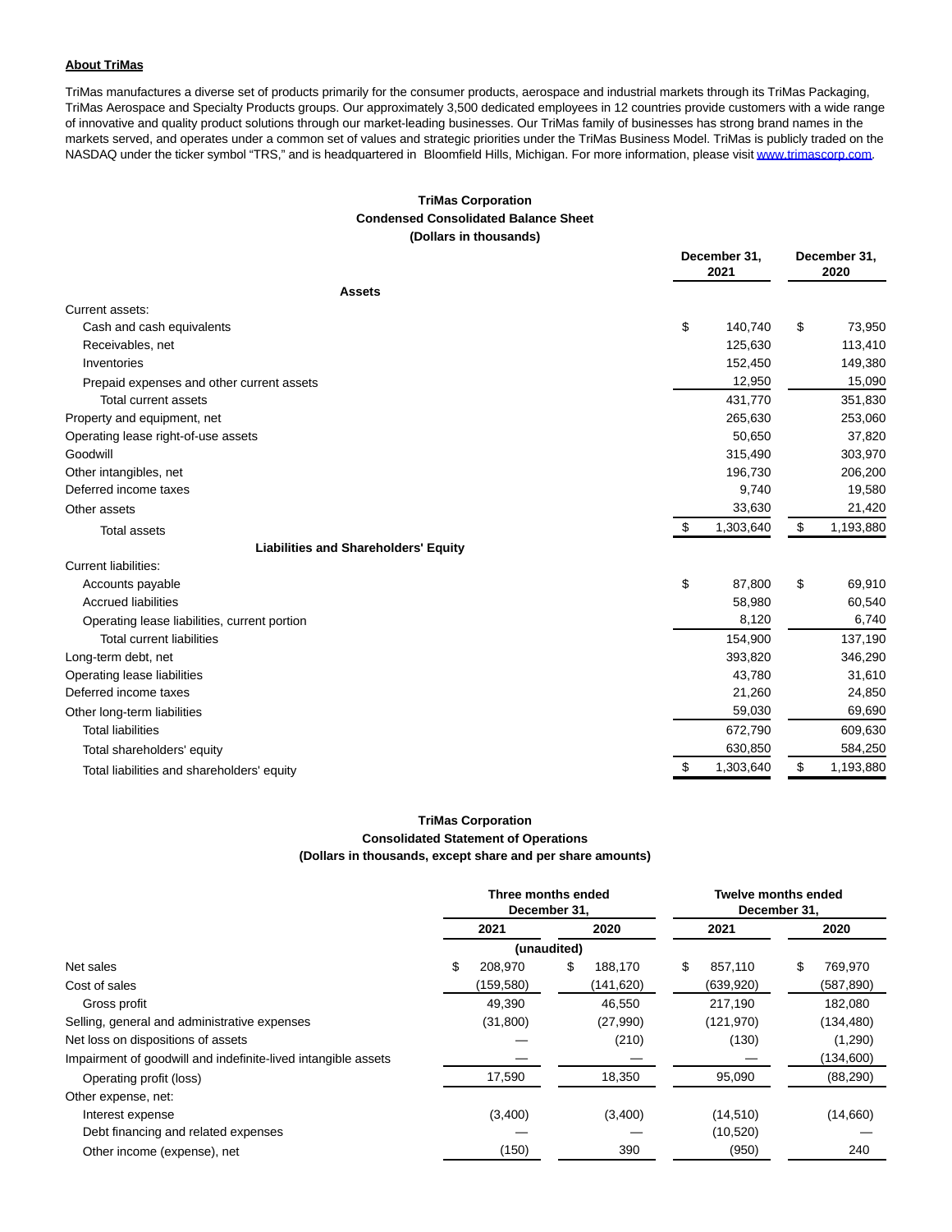**About TriMas**

TriMas manufactures a diverse set of products primarily for the consumer products, aerospace and industrial markets through its TriMas Packaging, TriMas Aerospace and Specialty Products groups. Our approximately 3,500 dedicated employees in 12 countries provide customers with a wide range of innovative and quality product solutions through our market-leading businesses. Our TriMas family of businesses has strong brand names in the markets served, and operates under a common set of values and strategic priorities under the TriMas Business Model. TriMas is publicly traded on the NASDAQ under the ticker symbol "TRS," and is headquartered in Bloomfield Hills, Michigan. For more information, please visit www.trimascorp.com.

**TriMas Corporation**
**Condensed Consolidated Balance Sheet**
**(Dollars in thousands)**

| | December 31, 2021 | December 31, 2020 |
|---|---|---|
| **Assets** | | |
| Current assets: | | |
| Cash and cash equivalents | $ 140,740 | $ 73,950 |
| Receivables, net | 125,630 | 113,410 |
| Inventories | 152,450 | 149,380 |
| Prepaid expenses and other current assets | 12,950 | 15,090 |
| Total current assets | 431,770 | 351,830 |
| Property and equipment, net | 265,630 | 253,060 |
| Operating lease right-of-use assets | 50,650 | 37,820 |
| Goodwill | 315,490 | 303,970 |
| Other intangibles, net | 196,730 | 206,200 |
| Deferred income taxes | 9,740 | 19,580 |
| Other assets | 33,630 | 21,420 |
| Total assets | $ 1,303,640 | $ 1,193,880 |
| **Liabilities and Shareholders' Equity** | | |
| Current liabilities: | | |
| Accounts payable | $ 87,800 | $ 69,910 |
| Accrued liabilities | 58,980 | 60,540 |
| Operating lease liabilities, current portion | 8,120 | 6,740 |
| Total current liabilities | 154,900 | 137,190 |
| Long-term debt, net | 393,820 | 346,290 |
| Operating lease liabilities | 43,780 | 31,610 |
| Deferred income taxes | 21,260 | 24,850 |
| Other long-term liabilities | 59,030 | 69,690 |
| Total liabilities | 672,790 | 609,630 |
| Total shareholders' equity | 630,850 | 584,250 |
| Total liabilities and shareholders' equity | $ 1,303,640 | $ 1,193,880 |

**TriMas Corporation**
**Consolidated Statement of Operations**
**(Dollars in thousands, except share and per share amounts)**

| | Three months ended December 31, | | Twelve months ended December 31, | |
|---|---|---|---|---|
| | 2021 | 2020 | 2021 | 2020 |
| | (unaudited) | | | |
| Net sales | $ 208,970 | $ 188,170 | $ 857,110 | $ 769,970 |
| Cost of sales | (159,580) | (141,620) | (639,920) | (587,890) |
| Gross profit | 49,390 | 46,550 | 217,190 | 182,080 |
| Selling, general and administrative expenses | (31,800) | (27,990) | (121,970) | (134,480) |
| Net loss on dispositions of assets | — | (210) | (130) | (1,290) |
| Impairment of goodwill and indefinite-lived intangible assets | — | — | — | (134,600) |
| Operating profit (loss) | 17,590 | 18,350 | 95,090 | (88,290) |
| Other expense, net: | | | | |
| Interest expense | (3,400) | (3,400) | (14,510) | (14,660) |
| Debt financing and related expenses | — | — | (10,520) | — |
| Other income (expense), net | (150) | 390 | (950) | 240 |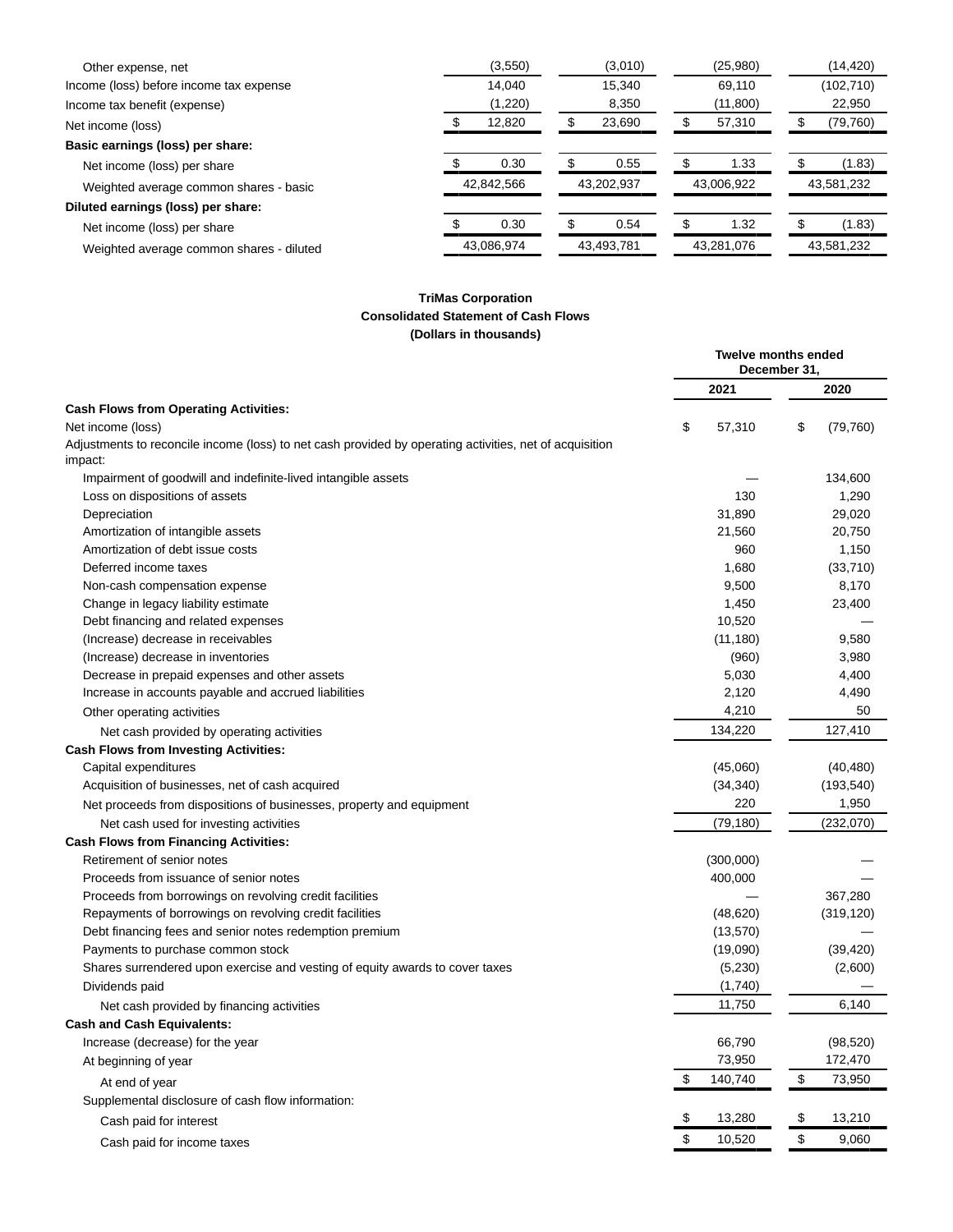| | | | | |
|---|---|---|---|---|
| Other expense, net | (3,550) | (3,010) | (25,980) | (14,420) |
| Income (loss) before income tax expense | 14,040 | 15,340 | 69,110 | (102,710) |
| Income tax benefit (expense) | (1,220) | 8,350 | (11,800) | 22,950 |
| Net income (loss) | $ 12,820 | $ 23,690 | $ 57,310 | $ (79,760) |
| **Basic earnings (loss) per share:** | | | | |
| Net income (loss) per share | $ 0.30 | $ 0.55 | $ 1.33 | $ (1.83) |
| Weighted average common shares - basic | 42,842,566 | 43,202,937 | 43,006,922 | 43,581,232 |
| **Diluted earnings (loss) per share:** | | | | |
| Net income (loss) per share | $ 0.30 | $ 0.54 | $ 1.32 | $ (1.83) |
| Weighted average common shares - diluted | 43,086,974 | 43,493,781 | 43,281,076 | 43,581,232 |

**TriMas Corporation**
**Consolidated Statement of Cash Flows**
**(Dollars in thousands)**

| | Twelve months ended December 31, | |
|---|---|---|
| | **2021** | **2020** |
| **Cash Flows from Operating Activities:** | | |
| Net income (loss) | $ 57,310 | $ (79,760) |
| Adjustments to reconcile income (loss) to net cash provided by operating activities, net of acquisition impact: | | |
| Impairment of goodwill and indefinite-lived intangible assets | — | 134,600 |
| Loss on dispositions of assets | 130 | 1,290 |
| Depreciation | 31,890 | 29,020 |
| Amortization of intangible assets | 21,560 | 20,750 |
| Amortization of debt issue costs | 960 | 1,150 |
| Deferred income taxes | 1,680 | (33,710) |
| Non-cash compensation expense | 9,500 | 8,170 |
| Change in legacy liability estimate | 1,450 | 23,400 |
| Debt financing and related expenses | 10,520 | — |
| (Increase) decrease in receivables | (11,180) | 9,580 |
| (Increase) decrease in inventories | (960) | 3,980 |
| Decrease in prepaid expenses and other assets | 5,030 | 4,400 |
| Increase in accounts payable and accrued liabilities | 2,120 | 4,490 |
| Other operating activities | 4,210 | 50 |
| Net cash provided by operating activities | 134,220 | 127,410 |
| **Cash Flows from Investing Activities:** | | |
| Capital expenditures | (45,060) | (40,480) |
| Acquisition of businesses, net of cash acquired | (34,340) | (193,540) |
| Net proceeds from dispositions of businesses, property and equipment | 220 | 1,950 |
| Net cash used for investing activities | (79,180) | (232,070) |
| **Cash Flows from Financing Activities:** | | |
| Retirement of senior notes | (300,000) | — |
| Proceeds from issuance of senior notes | 400,000 | — |
| Proceeds from borrowings on revolving credit facilities | — | 367,280 |
| Repayments of borrowings on revolving credit facilities | (48,620) | (319,120) |
| Debt financing fees and senior notes redemption premium | (13,570) | — |
| Payments to purchase common stock | (19,090) | (39,420) |
| Shares surrendered upon exercise and vesting of equity awards to cover taxes | (5,230) | (2,600) |
| Dividends paid | (1,740) | — |
| Net cash provided by financing activities | 11,750 | 6,140 |
| **Cash and Cash Equivalents:** | | |
| Increase (decrease) for the year | 66,790 | (98,520) |
| At beginning of year | 73,950 | 172,470 |
| At end of year | $ 140,740 | $ 73,950 |
| Supplemental disclosure of cash flow information: | | |
| Cash paid for interest | $ 13,280 | $ 13,210 |
| Cash paid for income taxes | $ 10,520 | $ 9,060 |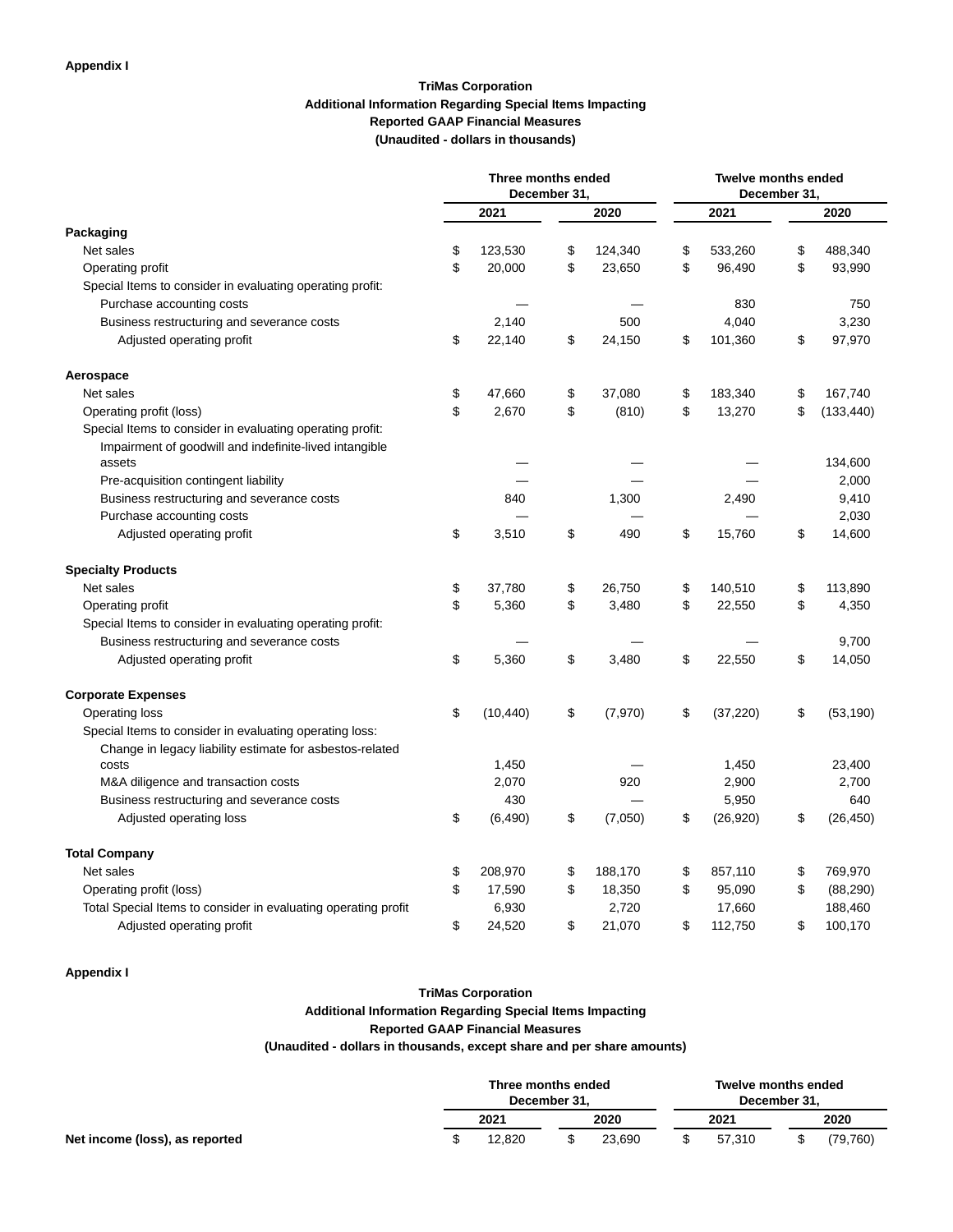**Appendix I**

**TriMas Corporation**
**Additional Information Regarding Special Items Impacting**
**Reported GAAP Financial Measures**
**(Unaudited - dollars in thousands)**

| | Three months ended December 31, | | Twelve months ended December 31, | |
|---|---|---|---|---|
| | 2021 | 2020 | 2021 | 2020 |
| **Packaging** | | | | |
| Net sales | $ 123,530 | $ 124,340 | $ 533,260 | $ 488,340 |
| Operating profit | $ 20,000 | $ 23,650 | $ 96,490 | $ 93,990 |
| Special Items to consider in evaluating operating profit: | | | | |
| Purchase accounting costs | — | — | 830 | 750 |
| Business restructuring and severance costs | 2,140 | 500 | 4,040 | 3,230 |
| Adjusted operating profit | $ 22,140 | $ 24,150 | $ 101,360 | $ 97,970 |
| **Aerospace** | | | | |
| Net sales | $ 47,660 | $ 37,080 | $ 183,340 | $ 167,740 |
| Operating profit (loss) | $ 2,670 | $ (810) | $ 13,270 | $ (133,440) |
| Special Items to consider in evaluating operating profit: | | | | |
| Impairment of goodwill and indefinite-lived intangible assets | — | — | — | 134,600 |
| Pre-acquisition contingent liability | — | — | — | 2,000 |
| Business restructuring and severance costs | 840 | 1,300 | 2,490 | 9,410 |
| Purchase accounting costs | — | — | — | 2,030 |
| Adjusted operating profit | $ 3,510 | $ 490 | $ 15,760 | $ 14,600 |
| **Specialty Products** | | | | |
| Net sales | $ 37,780 | $ 26,750 | $ 140,510 | $ 113,890 |
| Operating profit | $ 5,360 | $ 3,480 | $ 22,550 | $ 4,350 |
| Special Items to consider in evaluating operating profit: | | | | |
| Business restructuring and severance costs | — | — | — | 9,700 |
| Adjusted operating profit | $ 5,360 | $ 3,480 | $ 22,550 | $ 14,050 |
| **Corporate Expenses** | | | | |
| Operating loss | $ (10,440) | $ (7,970) | $ (37,220) | $ (53,190) |
| Special Items to consider in evaluating operating loss: | | | | |
| Change in legacy liability estimate for asbestos-related costs | 1,450 | — | 1,450 | 23,400 |
| M&A diligence and transaction costs | 2,070 | 920 | 2,900 | 2,700 |
| Business restructuring and severance costs | 430 | — | 5,950 | 640 |
| Adjusted operating loss | $ (6,490) | $ (7,050) | $ (26,920) | $ (26,450) |
| **Total Company** | | | | |
| Net sales | $ 208,970 | $ 188,170 | $ 857,110 | $ 769,970 |
| Operating profit (loss) | $ 17,590 | $ 18,350 | $ 95,090 | $ (88,290) |
| Total Special Items to consider in evaluating operating profit | 6,930 | 2,720 | 17,660 | 188,460 |
| Adjusted operating profit | $ 24,520 | $ 21,070 | $ 112,750 | $ 100,170 |

**Appendix I**

**TriMas Corporation**
**Additional Information Regarding Special Items Impacting**
**Reported GAAP Financial Measures**
**(Unaudited - dollars in thousands, except share and per share amounts)**

| | Three months ended December 31, | | Twelve months ended December 31, | |
|---|---|---|---|---|
| | 2021 | 2020 | 2021 | 2020 |
| **Net income (loss), as reported** | $ 12,820 | $ 23,690 | $ 57,310 | $ (79,760) |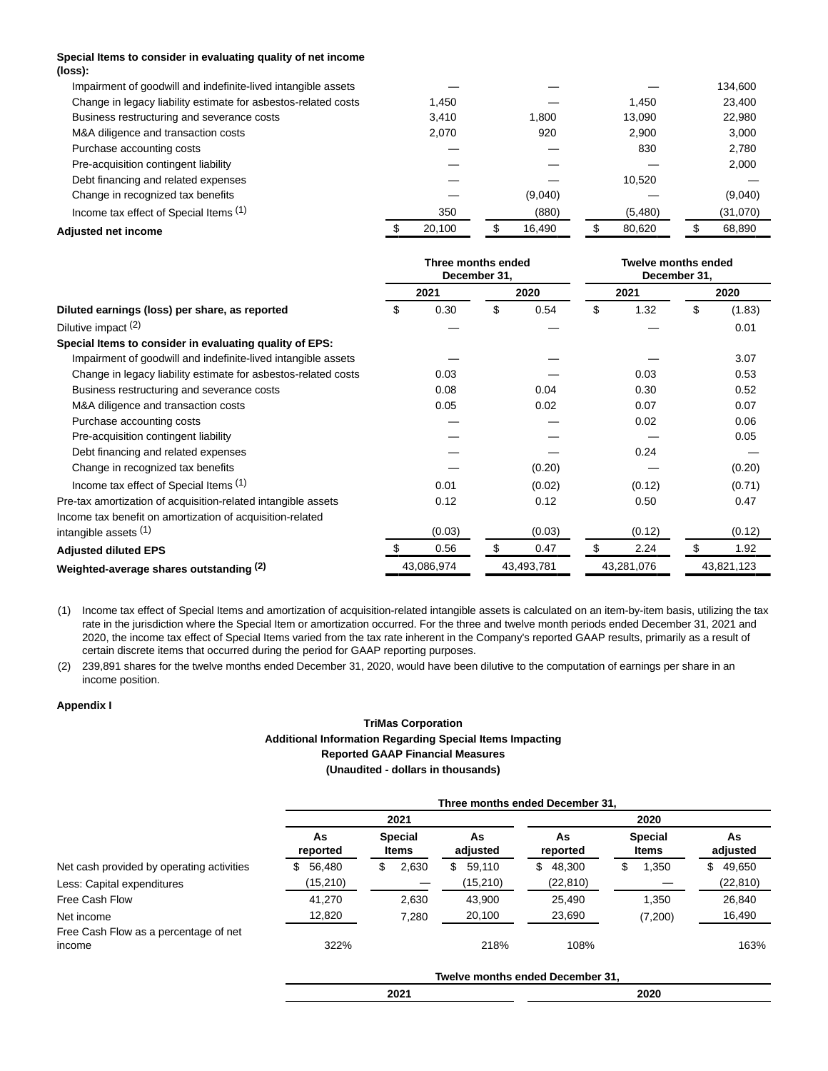| | Three months ended December 31, | | Twelve months ended December 31, | |
|---|---|---|---|---|
| | 2021 | 2020 | 2021 | 2020 |
| **Special Items to consider in evaluating quality of net income (loss):** | | | | |
| Impairment of goodwill and indefinite-lived intangible assets | — | — | — | 134,600 |
| Change in legacy liability estimate for asbestos-related costs | 1,450 | — | 1,450 | 23,400 |
| Business restructuring and severance costs | 3,410 | 1,800 | 13,090 | 22,980 |
| M&A diligence and transaction costs | 2,070 | 920 | 2,900 | 3,000 |
| Purchase accounting costs | — | — | 830 | 2,780 |
| Pre-acquisition contingent liability | — | — | — | 2,000 |
| Debt financing and related expenses | — | — | 10,520 | — |
| Change in recognized tax benefits | — | (9,040) | — | (9,040) |
| Income tax effect of Special Items [(1)] | 350 | (880) | (5,480) | (31,070) |
| **Adjusted net income** | $ 20,100 | $ 16,490 | $ 80,620 | $ 68,890 |

| | Three months ended December 31, | | Twelve months ended December 31, | |
|---|---|---|---|---|
| | 2021 | 2020 | 2021 | 2020 |
| **Diluted earnings (loss) per share, as reported** | $ 0.30 | $ 0.54 | $ 1.32 | $ (1.83) |
| Dilutive impact [(2)] | — | — | — | 0.01 |
| **Special Items to consider in evaluating quality of EPS:** | | | | |
| Impairment of goodwill and indefinite-lived intangible assets | — | — | — | 3.07 |
| Change in legacy liability estimate for asbestos-related costs | 0.03 | — | 0.03 | 0.53 |
| Business restructuring and severance costs | 0.08 | 0.04 | 0.30 | 0.52 |
| M&A diligence and transaction costs | 0.05 | 0.02 | 0.07 | 0.07 |
| Purchase accounting costs | — | — | 0.02 | 0.06 |
| Pre-acquisition contingent liability | — | — | — | 0.05 |
| Debt financing and related expenses | — | — | 0.24 | — |
| Change in recognized tax benefits | — | (0.20) | — | (0.20) |
| Income tax effect of Special Items [(1)] | 0.01 | (0.02) | (0.12) | (0.71) |
| Pre-tax amortization of acquisition-related intangible assets | 0.12 | 0.12 | 0.50 | 0.47 |
| Income tax benefit on amortization of acquisition-related intangible assets [(1)] | (0.03) | (0.03) | (0.12) | (0.12) |
| **Adjusted diluted EPS** | $ 0.56 | $ 0.47 | $ 2.24 | $ 1.92 |
| **Weighted-average shares outstanding [(2)]** | 43,086,974 | 43,493,781 | 43,281,076 | 43,821,123 |

(1) Income tax effect of Special Items and amortization of acquisition-related intangible assets is calculated on an item-by-item basis, utilizing the tax rate in the jurisdiction where the Special Item or amortization occurred. For the three and twelve month periods ended December 31, 2021 and 2020, the income tax effect of Special Items varied from the tax rate inherent in the Company's reported GAAP results, primarily as a result of certain discrete items that occurred during the period for GAAP reporting purposes.

(2) 239,891 shares for the twelve months ended December 31, 2020, would have been dilutive to the computation of earnings per share in an income position.

**Appendix I**

**TriMas Corporation**
**Additional Information Regarding Special Items Impacting Reported GAAP Financial Measures**
**(Unaudited - dollars in thousands)**

| | Three months ended December 31, | | | | | |
|---|---|---|---|---|---|---|
| | 2021 | | | 2020 | | |
| | As reported | Special Items | As adjusted | As reported | Special Items | As adjusted |
| Net cash provided by operating activities | $ 56,480 | $ 2,630 | $ 59,110 | $ 48,300 | $ 1,350 | $ 49,650 |
| Less: Capital expenditures | (15,210) | — | (15,210) | (22,810) | — | (22,810) |
| Free Cash Flow | 41,270 | 2,630 | 43,900 | 25,490 | 1,350 | 26,840 |
| Net income | 12,820 | 7,280 | 20,100 | 23,690 | (7,200) | 16,490 |
| Free Cash Flow as a percentage of net income | 322% | | 218% | 108% | | 163% |

| | Twelve months ended December 31, | |
|---|---|---|
| | 2021 | 2020 |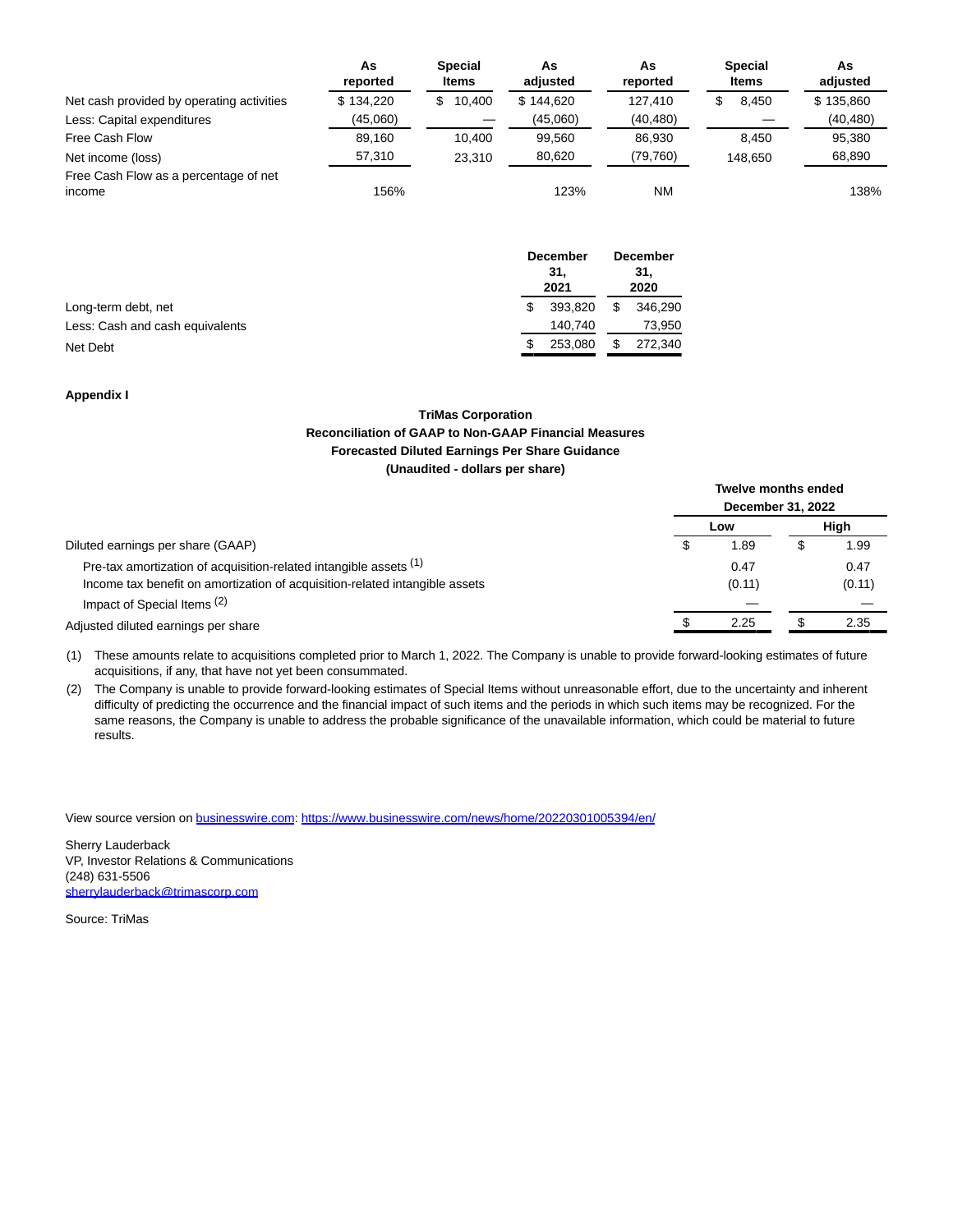| | As reported | Special Items | As adjusted | As reported | Special Items | As adjusted |
|---|---|---|---|---|---|---|
| Net cash provided by operating activities | $ 134,220 | $ 10,400 | $ 144,620 | 127,410 | $ 8,450 | $ 135,860 |
| Less: Capital expenditures | (45,060) | — | (45,060) | (40,480) | — | (40,480) |
| Free Cash Flow | 89,160 | 10,400 | 99,560 | 86,930 | 8,450 | 95,380 |
| Net income (loss) | 57,310 | 23,310 | 80,620 | (79,760) | 148,650 | 68,890 |
| Free Cash Flow as a percentage of net income | 156% | | 123% | NM | | 138% |

| | December 31, 2021 | December 31, 2020 |
|---|---|---|
| Long-term debt, net | $ 393,820 | $ 346,290 |
| Less: Cash and cash equivalents | 140,740 | 73,950 |
| Net Debt | $ 253,080 | $ 272,340 |

**Appendix I**

**TriMas Corporation**
**Reconciliation of GAAP to Non-GAAP Financial Measures**
**Forecasted Diluted Earnings Per Share Guidance**
**(Unaudited - dollars per share)**

| | Twelve months ended December 31, 2022 | |
|---|---|---|
| | Low | High |
| Diluted earnings per share (GAAP) | $ 1.89 | $ 1.99 |
| Pre-tax amortization of acquisition-related intangible assets (1) | 0.47 | 0.47 |
| Income tax benefit on amortization of acquisition-related intangible assets | (0.11) | (0.11) |
| Impact of Special Items (2) | — | — |
| Adjusted diluted earnings per share | $ 2.25 | $ 2.35 |

(1) These amounts relate to acquisitions completed prior to March 1, 2022. The Company is unable to provide forward-looking estimates of future acquisitions, if any, that have not yet been consummated.

(2) The Company is unable to provide forward-looking estimates of Special Items without unreasonable effort, due to the uncertainty and inherent difficulty of predicting the occurrence and the financial impact of such items and the periods in which such items may be recognized. For the same reasons, the Company is unable to address the probable significance of the unavailable information, which could be material to future results.

View source version on businesswire.com: https://www.businesswire.com/news/home/20220301005394/en/

Sherry Lauderback
VP, Investor Relations & Communications
(248) 631-5506
sherrylauderback@trimascorp.com

Source: TriMas